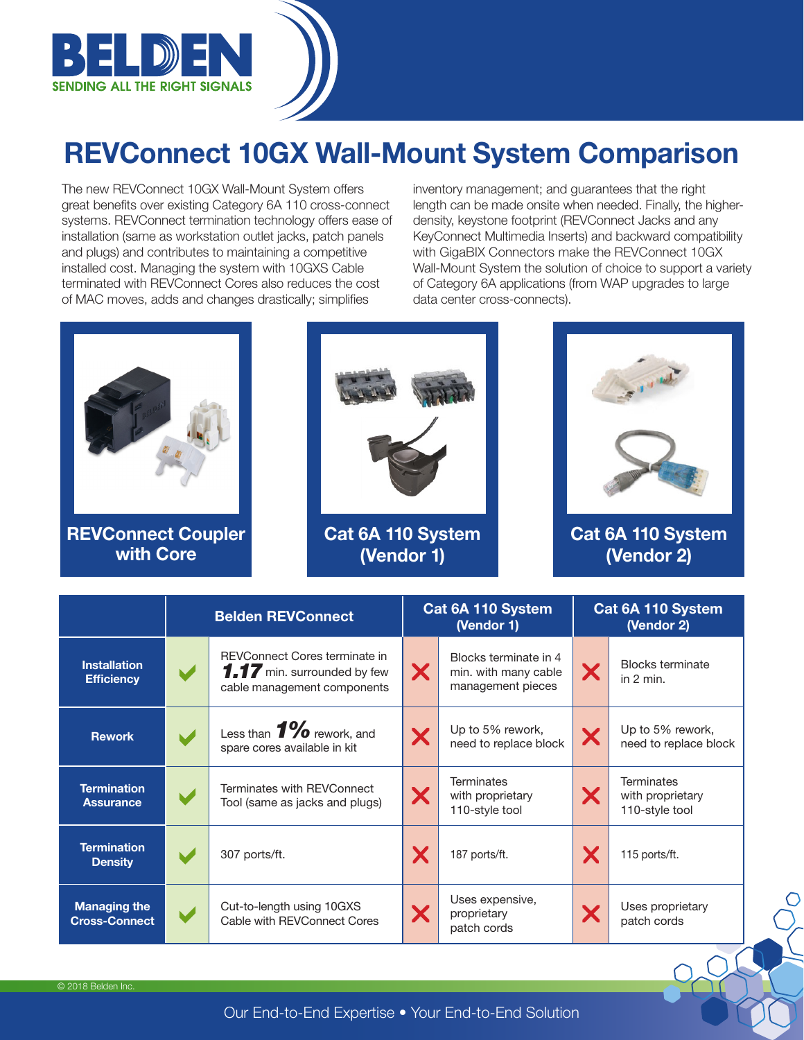BELDEN
SENDING ALL THE RIGHT SIGNALS

# REVConnect 10GX Wall-Mount System Comparison

The new REVConnect 10GX Wall-Mount System offers great benefits over existing Category 6A 110 cross-connect systems. REVConnect termination technology offers ease of installation (same as workstation outlet jacks, patch panels and plugs) and contributes to maintaining a competitive installed cost. Managing the system with 10GXS Cable terminated with REVConnect Cores also reduces the cost of MAC moves, adds and changes drastically; simplifies inventory management; and guarantees that the right length can be made onsite when needed. Finally, the higher-density, keystone footprint (REVConnect Jacks and any KeyConnect Multimedia Inserts) and backward compatibility with GigaBIX Connectors make the REVConnect 10GX Wall-Mount System the solution of choice to support a variety of Category 6A applications (from WAP upgrades to large data center cross-connects).

**REVConnect Coupler with Core**

**Cat 6A 110 System (Vendor 1)**

**Cat 6A 110 System (Vendor 2)**

| | Belden REVConnect | | Cat 6A 110 System (Vendor 1) | | Cat 6A 110 System (Vendor 2) | |
|---|---|---|---|---|---|---|
| **Installation Efficiency** | ✔ | REVConnect Cores terminate in **1.17** min. surrounded by few cable management components | ✘ | Blocks terminate in 4 min. with many cable management pieces | ✘ | Blocks terminate in 2 min. |
| **Rework** | ✔ | Less than **1%** rework, and spare cores available in kit | ✘ | Up to 5% rework, need to replace block | ✘ | Up to 5% rework, need to replace block |
| **Termination Assurance** | ✔ | Terminates with REVConnect Tool (same as jacks and plugs) | ✘ | Terminates with proprietary 110-style tool | ✘ | Terminates with proprietary 110-style tool |
| **Termination Density** | ✔ | 307 ports/ft. | ✘ | 187 ports/ft. | ✘ | 115 ports/ft. |
| **Managing the Cross-Connect** | ✔ | Cut-to-length using 10GXS Cable with REVConnect Cores | ✘ | Uses expensive, proprietary patch cords | ✘ | Uses proprietary patch cords |

© 2018 Belden Inc.

Our End-to-End Expertise • Your End-to-End Solution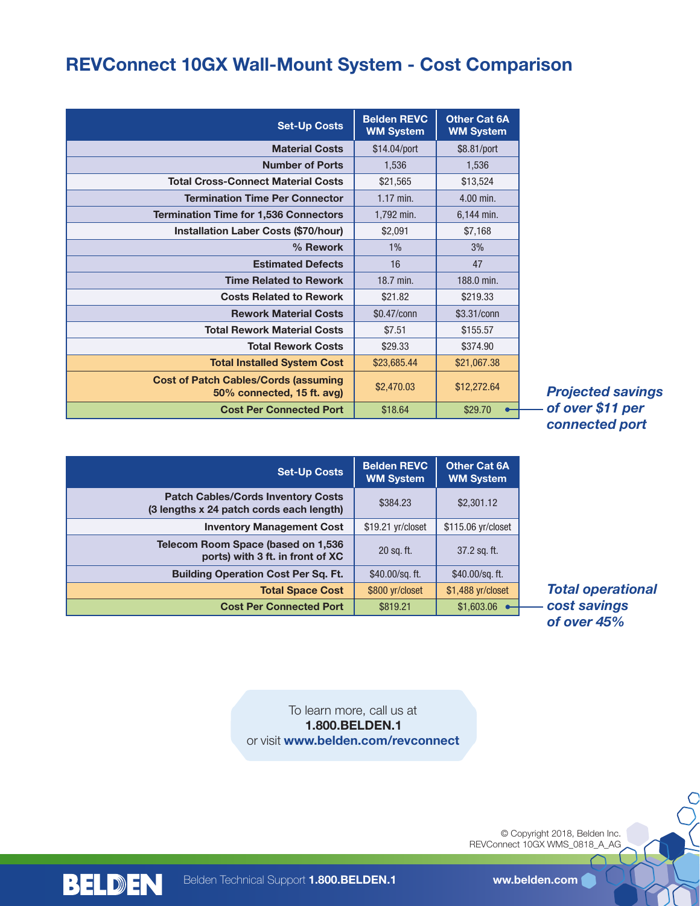# REVConnect 10GX Wall-Mount System - Cost Comparison

| Set-Up Costs | Belden REVC WM System | Other Cat 6A WM System |
|---|---|---|
| Material Costs | $14.04/port | $8.81/port |
| Number of Ports | 1,536 | 1,536 |
| Total Cross-Connect Material Costs | $21,565 | $13,524 |
| Termination Time Per Connector | 1.17 min. | 4.00 min. |
| Termination Time for 1,536 Connectors | 1,792 min. | 6,144 min. |
| Installation Laber Costs ($70/hour) | $2,091 | $7,168 |
| % Rework | 1% | 3% |
| Estimated Defects | 16 | 47 |
| Time Related to Rework | 18.7 min. | 188.0 min. |
| Costs Related to Rework | $21.82 | $219.33 |
| Rework Material Costs | $0.47/conn | $3.31/conn |
| Total Rework Material Costs | $7.51 | $155.57 |
| Total Rework Costs | $29.33 | $374.90 |
| Total Installed System Cost | $23,685.44 | $21,067.38 |
| Cost of Patch Cables/Cords (assuming 50% connected, 15 ft. avg) | $2,470.03 | $12,272.64 |
| Cost Per Connected Port | $18.64 | $29.70 |

***Projected savings of over $11 per connected port***

| Set-Up Costs | Belden REVC WM System | Other Cat 6A WM System |
|---|---|---|
| Patch Cables/Cords Inventory Costs (3 lengths x 24 patch cords each length) | $384.23 | $2,301.12 |
| Inventory Management Cost | $19.21 yr/closet | $115.06 yr/closet |
| Telecom Room Space (based on 1,536 ports) with 3 ft. in front of XC | 20 sq. ft. | 37.2 sq. ft. |
| Building Operation Cost Per Sq. Ft. | $40.00/sq. ft. | $40.00/sq. ft. |
| Total Space Cost | $800 yr/closet | $1,488 yr/closet |
| Cost Per Connected Port | $819.21 | $1,603.06 |

***Total operational cost savings of over 45%***

To learn more, call us at
**1.800.BELDEN.1**
or visit **www.belden.com/revconnect**

© Copyright 2018, Belden Inc.
REVConnect 10GX WMS_0818_A_AG

BELDEN

Belden Technical Support **1.800.BELDEN.1**

**ww.belden.com**